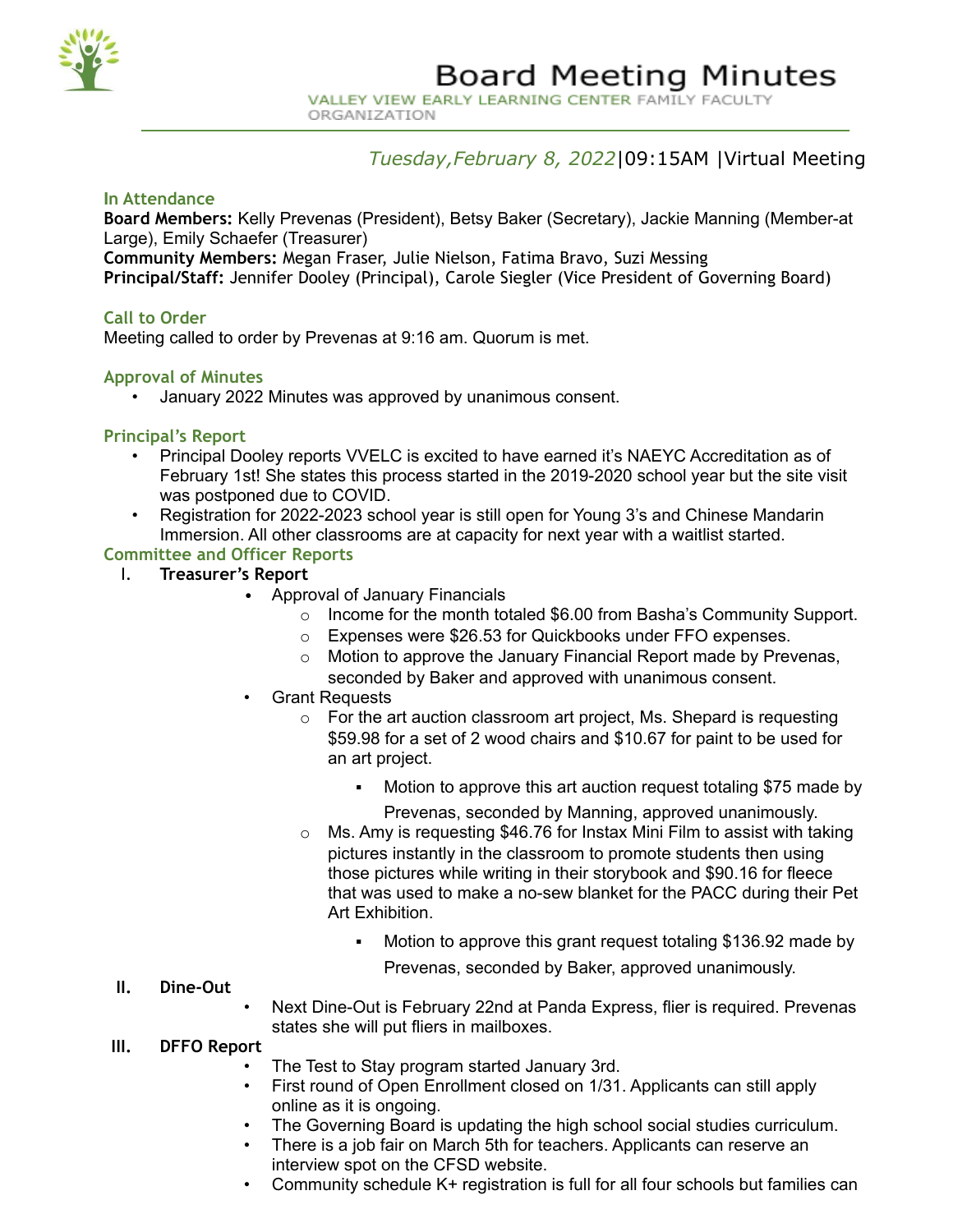# Board Meeting Minutes

VALLEY VIEW EARLY LEARNING CENTER FAMILY FACULTY ORGANIZATION

*Tuesday,February 8, 2022*|09:15AM |Virtual Meeting

## In Attendance

**Board Members:** Kelly Prevenas (President), Betsy Baker (Secretary), Jackie Manning (Member-at Large), Emily Schaefer (Treasurer)
**Community Members:** Megan Fraser, Julie Nielson, Fatima Bravo, Suzi Messing
**Principal/Staff:** Jennifer Dooley (Principal), Carole Siegler (Vice President of Governing Board)

## Call to Order

Meeting called to order by Prevenas at 9:16 am. Quorum is met.

## Approval of Minutes

- January 2022 Minutes was approved by unanimous consent.

## Principal's Report

- Principal Dooley reports VVELC is excited to have earned it's NAEYC Accreditation as of February 1st! She states this process started in the 2019-2020 school year but the site visit was postponed due to COVID.
- Registration for 2022-2023 school year is still open for Young 3's and Chinese Mandarin Immersion. All other classrooms are at capacity for next year with a waitlist started.

## Committee and Officer Reports

I. **Treasurer's Report**
   - Approval of January Financials
     - Income for the month totaled $6.00 from Basha's Community Support.
     - Expenses were $26.53 for Quickbooks under FFO expenses.
     - Motion to approve the January Financial Report made by Prevenas, seconded by Baker and approved with unanimous consent.
   - Grant Requests
     - For the art auction classroom art project, Ms. Shepard is requesting $59.98 for a set of 2 wood chairs and $10.67 for paint to be used for an art project.
       - Motion to approve this art auction request totaling $75 made by Prevenas, seconded by Manning, approved unanimously.
     - Ms. Amy is requesting $46.76 for Instax Mini Film to assist with taking pictures instantly in the classroom to promote students then using those pictures while writing in their storybook and $90.16 for fleece that was used to make a no-sew blanket for the PACC during their Pet Art Exhibition.
       - Motion to approve this grant request totaling $136.92 made by Prevenas, seconded by Baker, approved unanimously.

II. **Dine-Out**
   - Next Dine-Out is February 22nd at Panda Express, flier is required. Prevenas states she will put fliers in mailboxes.

III. **DFFO Report**
   - The Test to Stay program started January 3rd.
   - First round of Open Enrollment closed on 1/31. Applicants can still apply online as it is ongoing.
   - The Governing Board is updating the high school social studies curriculum.
   - There is a job fair on March 5th for teachers. Applicants can reserve an interview spot on the CFSD website.
   - Community schedule K+ registration is full for all four schools but families can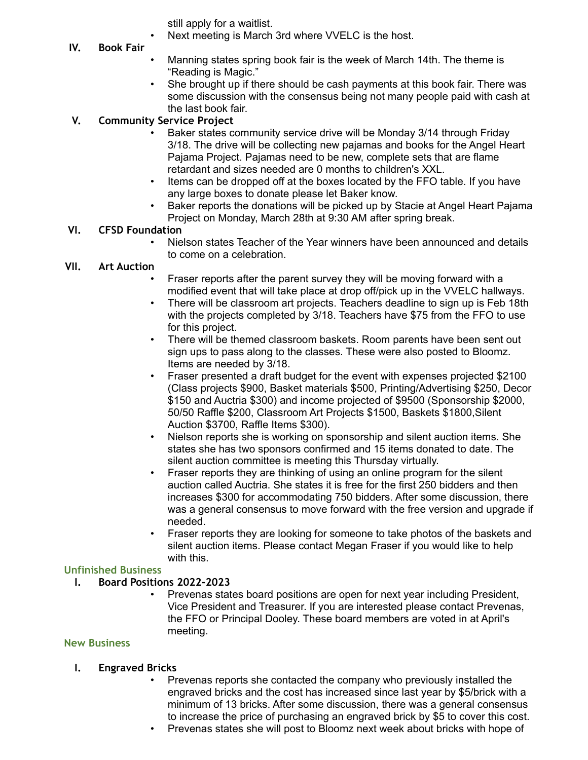still apply for a waitlist.
- Next meeting is March 3rd where VVELC is the host.

**IV. Book Fair**

- Manning states spring book fair is the week of March 14th. The theme is "Reading is Magic."
- She brought up if there should be cash payments at this book fair. There was some discussion with the consensus being not many people paid with cash at the last book fair.

**V. Community Service Project**

- Baker states community service drive will be Monday 3/14 through Friday 3/18. The drive will be collecting new pajamas and books for the Angel Heart Pajama Project. Pajamas need to be new, complete sets that are flame retardant and sizes needed are 0 months to children's XXL.
- Items can be dropped off at the boxes located by the FFO table. If you have any large boxes to donate please let Baker know.
- Baker reports the donations will be picked up by Stacie at Angel Heart Pajama Project on Monday, March 28th at 9:30 AM after spring break.

**VI. CFSD Foundation**

- Nielson states Teacher of the Year winners have been announced and details to come on a celebration.

**VII. Art Auction**

- Fraser reports after the parent survey they will be moving forward with a modified event that will take place at drop off/pick up in the VVELC hallways.
- There will be classroom art projects. Teachers deadline to sign up is Feb 18th with the projects completed by 3/18. Teachers have $75 from the FFO to use for this project.
- There will be themed classroom baskets. Room parents have been sent out sign ups to pass along to the classes. These were also posted to Bloomz. Items are needed by 3/18.
- Fraser presented a draft budget for the event with expenses projected $2100 (Class projects $900, Basket materials $500, Printing/Advertising $250, Decor $150 and Auctria $300) and income projected of $9500 (Sponsorship $2000, 50/50 Raffle $200, Classroom Art Projects $1500, Baskets $1800,Silent Auction $3700, Raffle Items $300).
- Nielson reports she is working on sponsorship and silent auction items. She states she has two sponsors confirmed and 15 items donated to date. The silent auction committee is meeting this Thursday virtually.
- Fraser reports they are thinking of using an online program for the silent auction called Auctria. She states it is free for the first 250 bidders and then increases $300 for accommodating 750 bidders. After some discussion, there was a general consensus to move forward with the free version and upgrade if needed.
- Fraser reports they are looking for someone to take photos of the baskets and silent auction items. Please contact Megan Fraser if you would like to help with this.

## Unfinished Business

**I. Board Positions 2022-2023**

- Prevenas states board positions are open for next year including President, Vice President and Treasurer. If you are interested please contact Prevenas, the FFO or Principal Dooley. These board members are voted in at April's meeting.

## New Business

**I. Engraved Bricks**

- Prevenas reports she contacted the company who previously installed the engraved bricks and the cost has increased since last year by $5/brick with a minimum of 13 bricks. After some discussion, there was a general consensus to increase the price of purchasing an engraved brick by $5 to cover this cost.
- Prevenas states she will post to Bloomz next week about bricks with hope of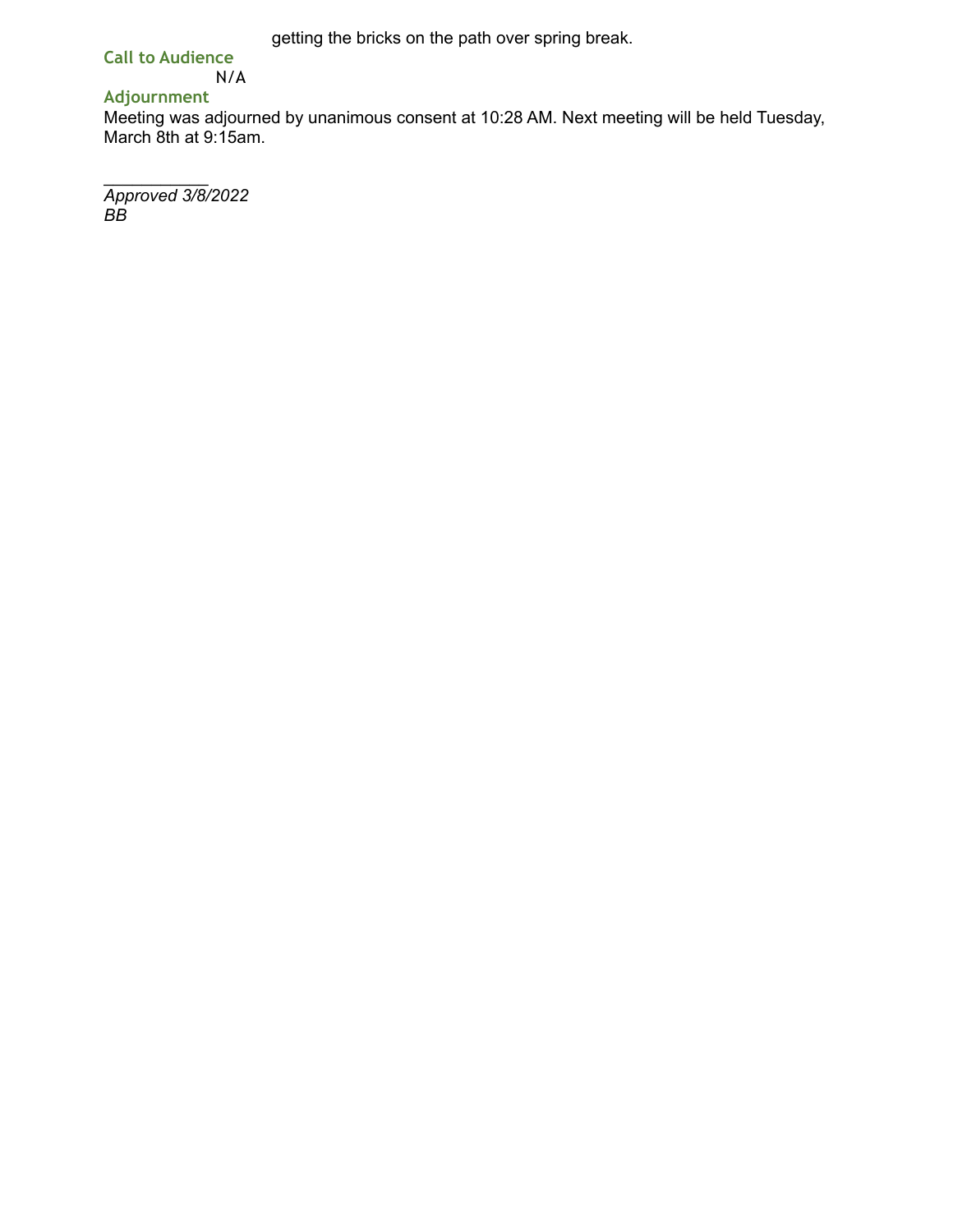getting the bricks on the path over spring break.

### Call to Audience

N/A

### Adjournment

Meeting was adjourned by unanimous consent at 10:28 AM. Next meeting will be held Tuesday, March 8th at 9:15am.

___________
*Approved 3/8/2022*
*BB*